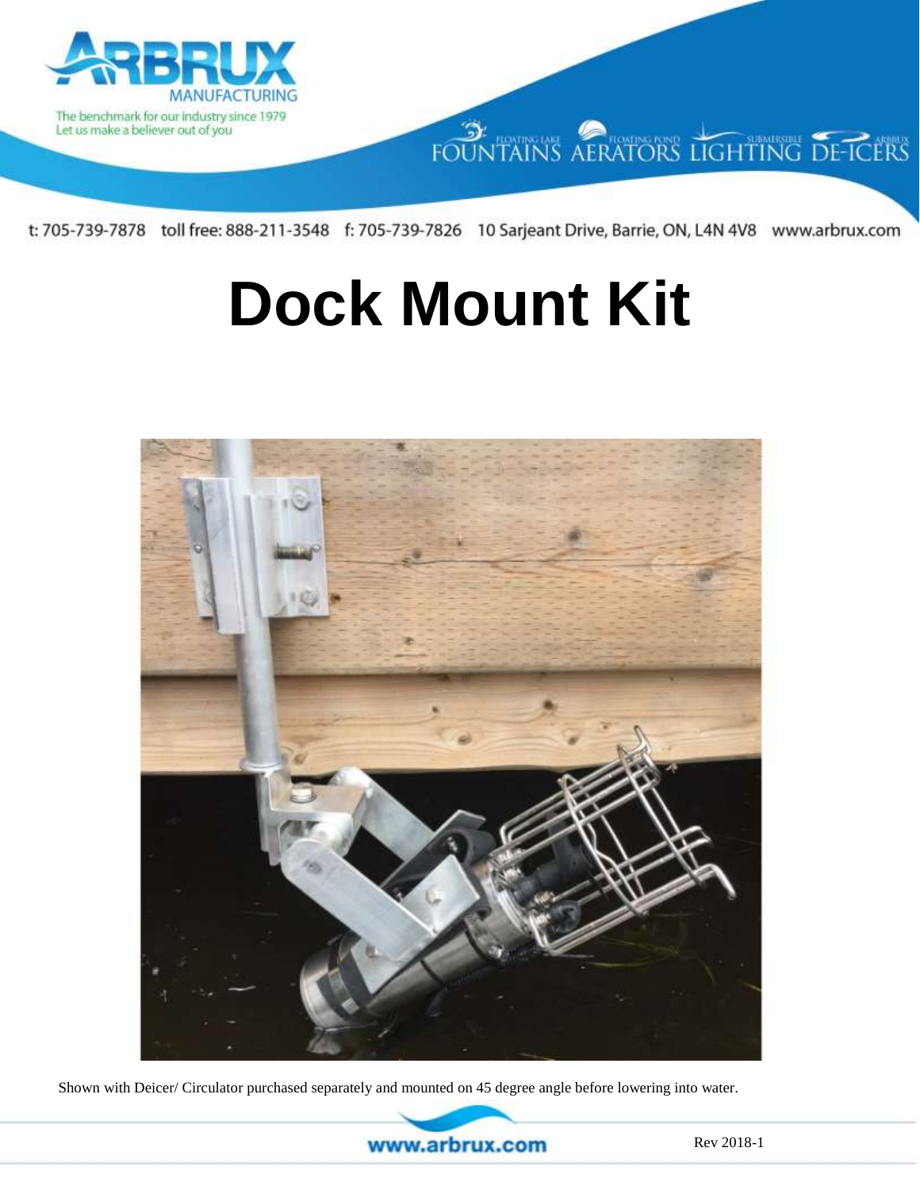ARBRUX MANUFACTURING

The benchmark for our industry since 1979
Let us make a believer out of you

FLOATING LAKE FOUNTAINS FLOATING POND AERATORS SUBMERSIBLE LIGHTING ARBRUX DE-ICERS

t: 705-739-7878 toll free: 888-211-3548 f: 705-739-7826 10 Sarjeant Drive, Barrie, ON, L4N 4V8 www.arbrux.com

# Dock Mount Kit

Shown with Deicer/ Circulator purchased separately and mounted on 45 degree angle before lowering into water.

Rev 2018-1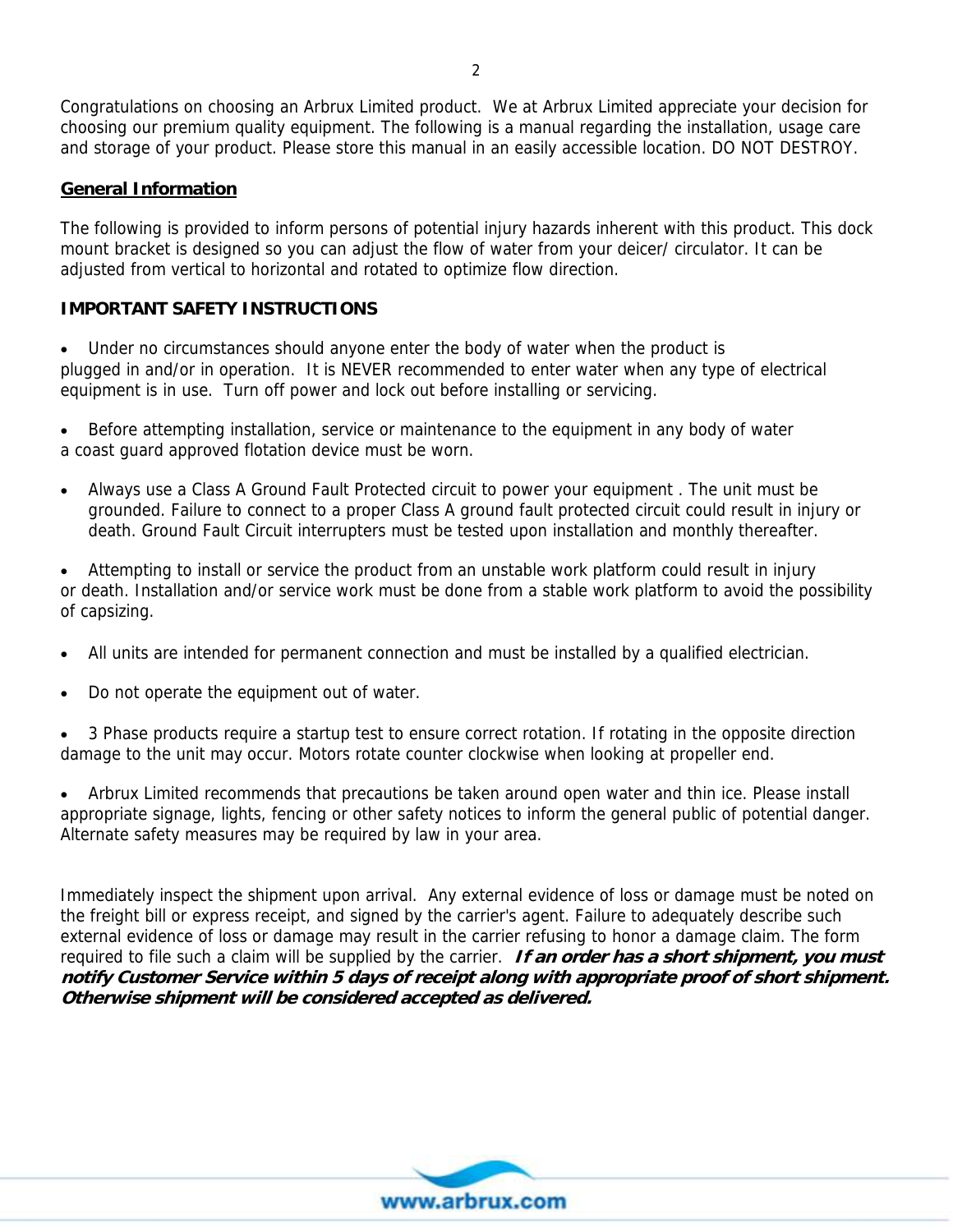Congratulations on choosing an Arbrux Limited product. We at Arbrux Limited appreciate your decision for choosing our premium quality equipment. The following is a manual regarding the installation, usage care and storage of your product. Please store this manual in an easily accessible location. DO NOT DESTROY.

## General Information

The following is provided to inform persons of potential injury hazards inherent with this product. This dock mount bracket is designed so you can adjust the flow of water from your deicer/ circulator. It can be adjusted from vertical to horizontal and rotated to optimize flow direction.

### IMPORTANT SAFETY INSTRUCTIONS

- Under no circumstances should anyone enter the body of water when the product is plugged in and/or in operation. It is NEVER recommended to enter water when any type of electrical equipment is in use. Turn off power and lock out before installing or servicing.
- Before attempting installation, service or maintenance to the equipment in any body of water a coast guard approved flotation device must be worn.
- Always use a Class A Ground Fault Protected circuit to power your equipment . The unit must be grounded. Failure to connect to a proper Class A ground fault protected circuit could result in injury or death. Ground Fault Circuit interrupters must be tested upon installation and monthly thereafter.
- Attempting to install or service the product from an unstable work platform could result in injury or death. Installation and/or service work must be done from a stable work platform to avoid the possibility of capsizing.
- All units are intended for permanent connection and must be installed by a qualified electrician.
- Do not operate the equipment out of water.
- 3 Phase products require a startup test to ensure correct rotation. If rotating in the opposite direction damage to the unit may occur. Motors rotate counter clockwise when looking at propeller end.
- Arbrux Limited recommends that precautions be taken around open water and thin ice. Please install appropriate signage, lights, fencing or other safety notices to inform the general public of potential danger. Alternate safety measures may be required by law in your area.

Immediately inspect the shipment upon arrival. Any external evidence of loss or damage must be noted on the freight bill or express receipt, and signed by the carrier's agent. Failure to adequately describe such external evidence of loss or damage may result in the carrier refusing to honor a damage claim. The form required to file such a claim will be supplied by the carrier. ***If an order has a short shipment, you must notify Customer Service within 5 days of receipt along with appropriate proof of short shipment. Otherwise shipment will be considered accepted as delivered.***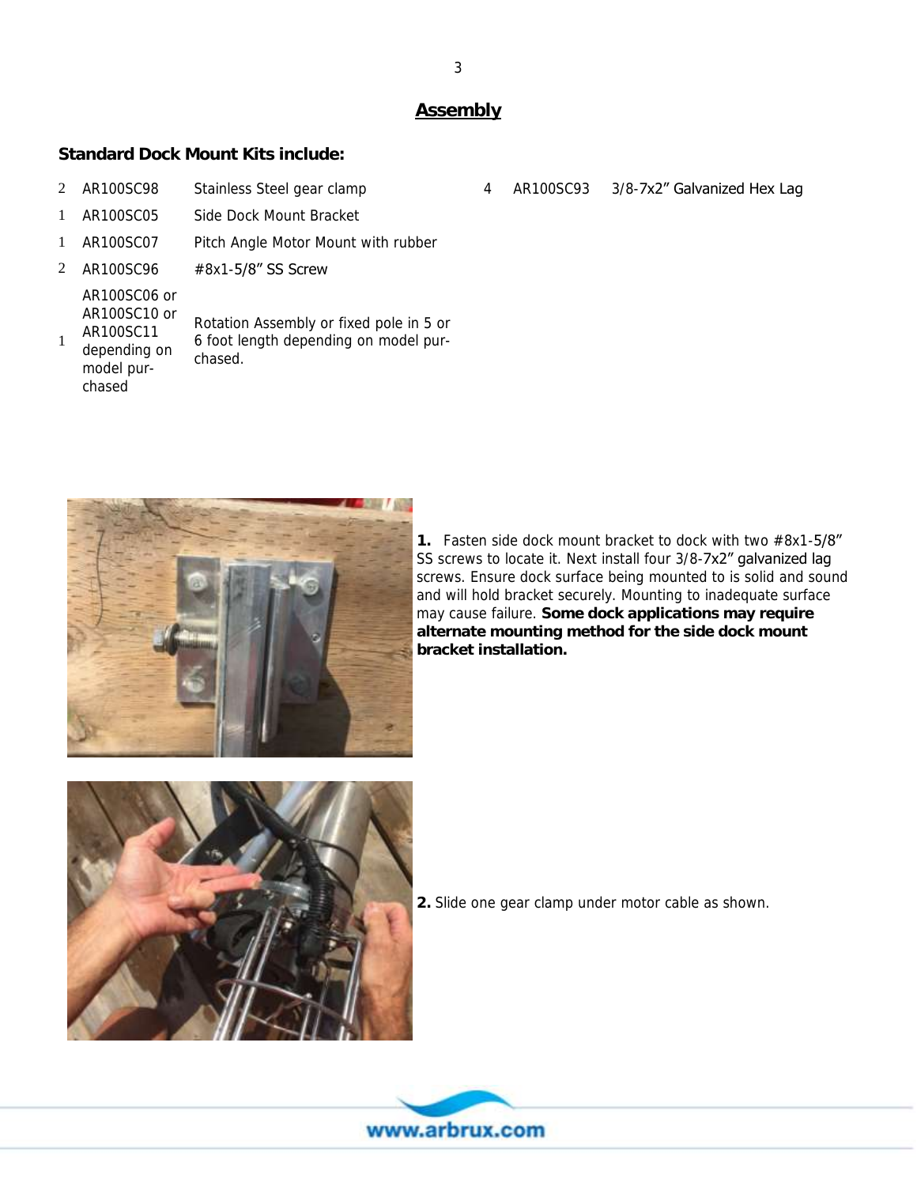## Assembly

**Standard Dock Mount Kits include:**

| Qty | Part No. | Description |
|---|---|---|
| 2 | AR100SC98 | Stainless Steel gear clamp |
| 1 | AR100SC05 | Side Dock Mount Bracket |
| 1 | AR100SC07 | Pitch Angle Motor Mount with rubber |
| 2 | AR100SC96 | #8x1-5/8" SS Screw |
| 1 | AR100SC06 or AR100SC10 or AR100SC11 depending on model purchased | Rotation Assembly or fixed pole in 5 or 6 foot length depending on model purchased. |
| 4 | AR100SC93 | 3/8-7x2" Galvanized Hex Lag |

**1.** Fasten side dock mount bracket to dock with two #8x1-5/8" SS screws to locate it. Next install four 3/8-7x2" galvanized lag screws. Ensure dock surface being mounted to is solid and sound and will hold bracket securely. Mounting to inadequate surface may cause failure. **Some dock applications may require alternate mounting method for the side dock mount bracket installation.**

**2.** Slide one gear clamp under motor cable as shown.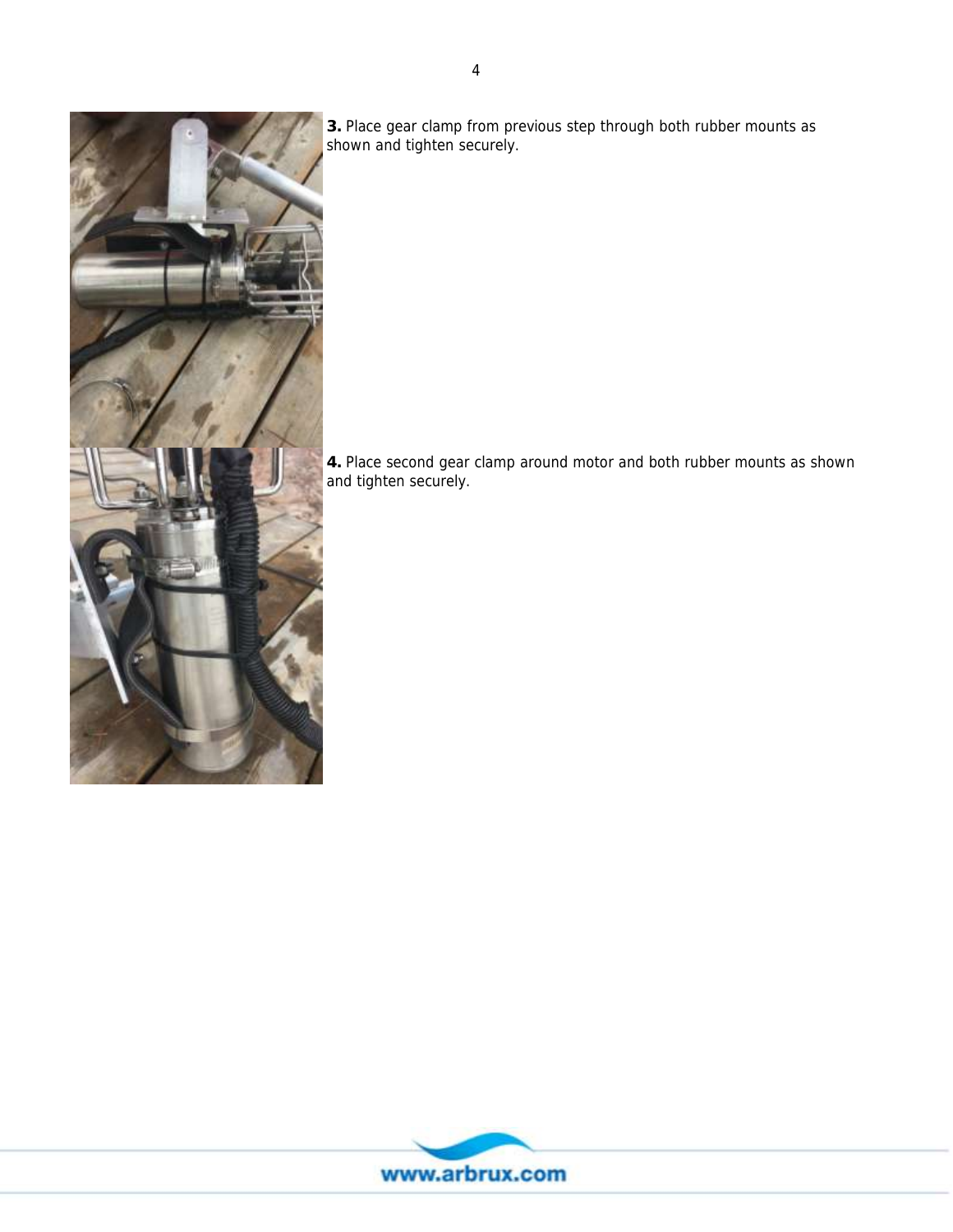**3.** Place gear clamp from previous step through both rubber mounts as shown and tighten securely.

**4.** Place second gear clamp around motor and both rubber mounts as shown and tighten securely.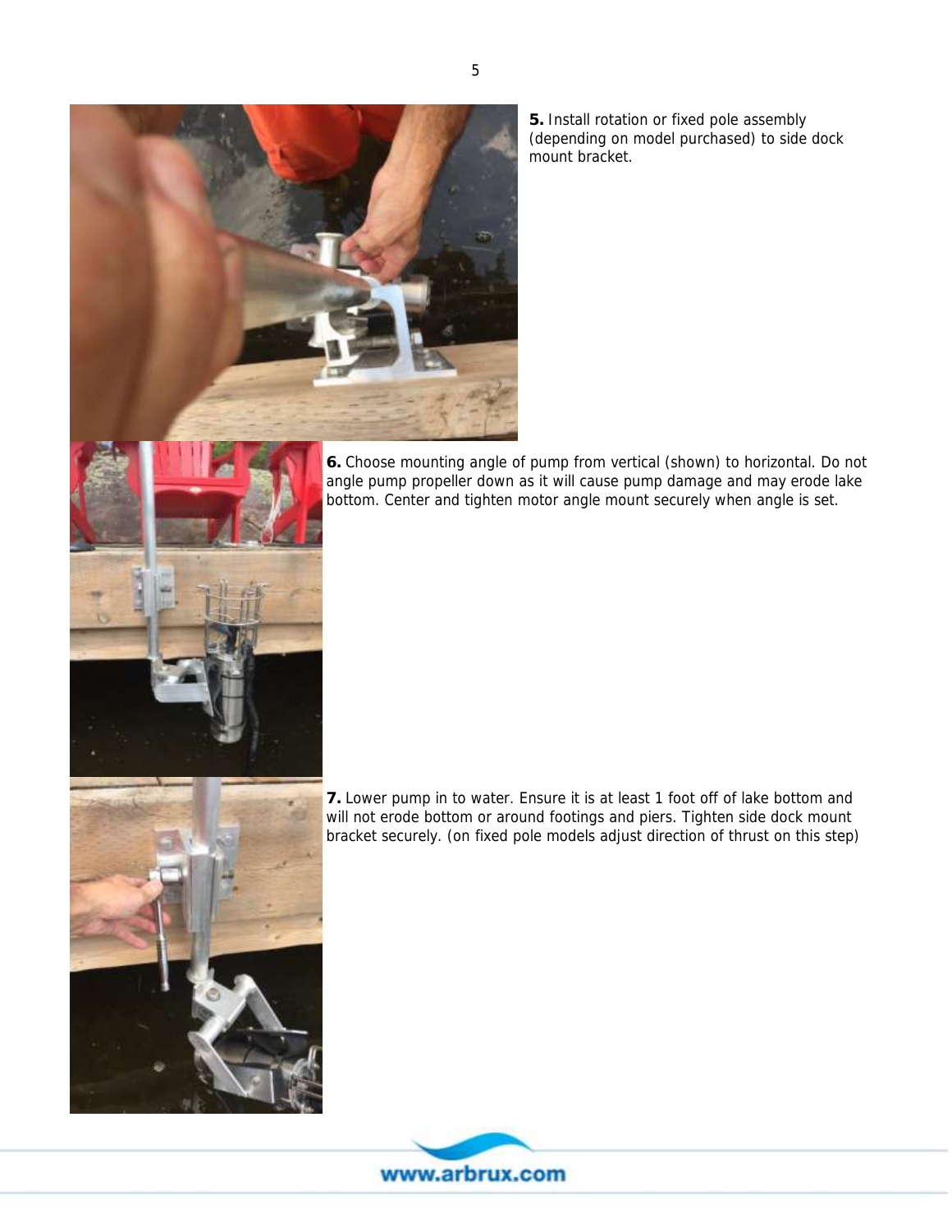**5.** Install rotation or fixed pole assembly (depending on model purchased) to side dock mount bracket.

**6.** Choose mounting angle of pump from vertical (shown) to horizontal. Do not angle pump propeller down as it will cause pump damage and may erode lake bottom. Center and tighten motor angle mount securely when angle is set.

**7.** Lower pump in to water. Ensure it is at least 1 foot off of lake bottom and will not erode bottom or around footings and piers. Tighten side dock mount bracket securely. (on fixed pole models adjust direction of thrust on this step)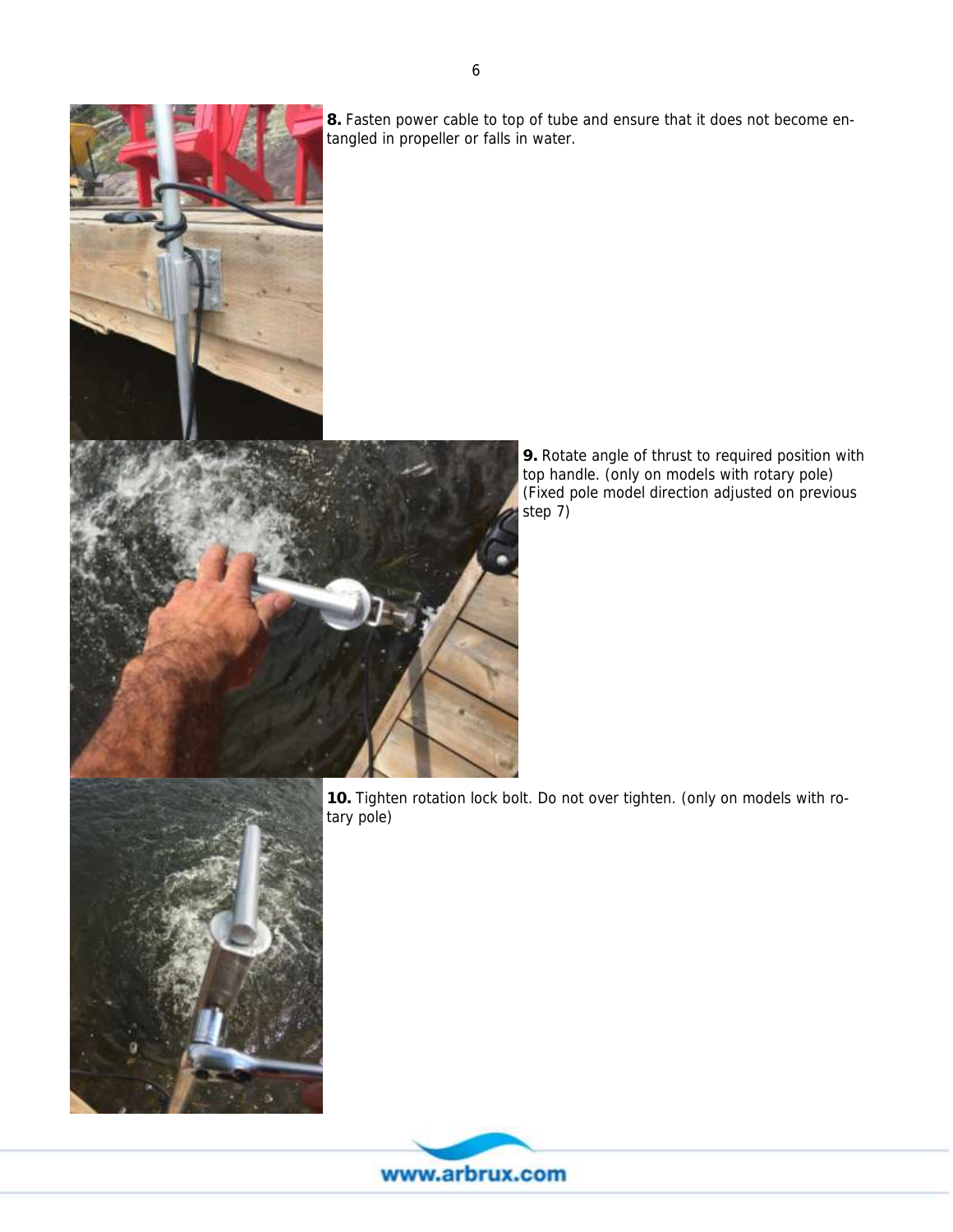**8.** Fasten power cable to top of tube and ensure that it does not become entangled in propeller or falls in water.

**9.** Rotate angle of thrust to required position with top handle. (only on models with rotary pole) (Fixed pole model direction adjusted on previous step 7)

**10.** Tighten rotation lock bolt. Do not over tighten. (only on models with rotary pole)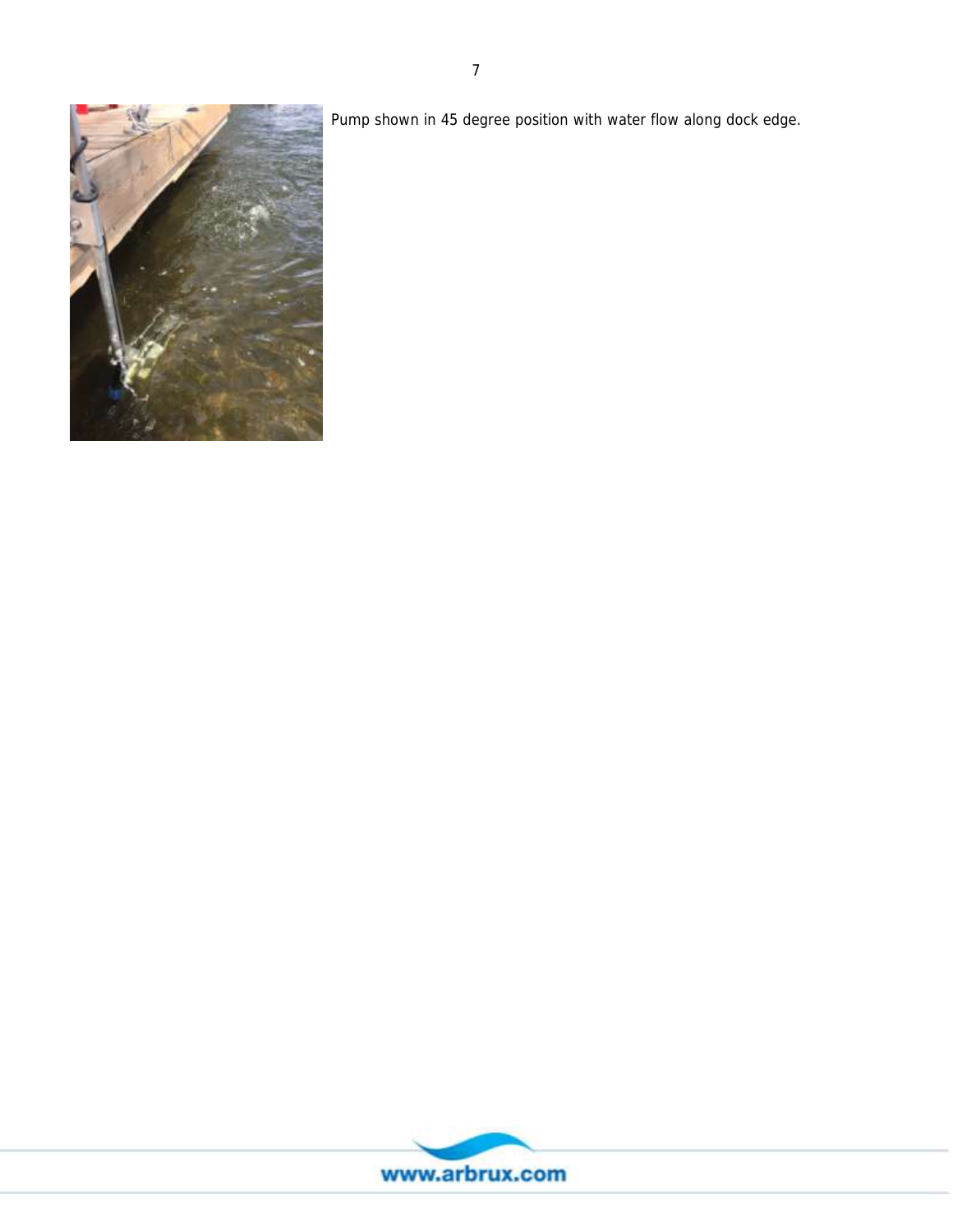Pump shown in 45 degree position with water flow along dock edge.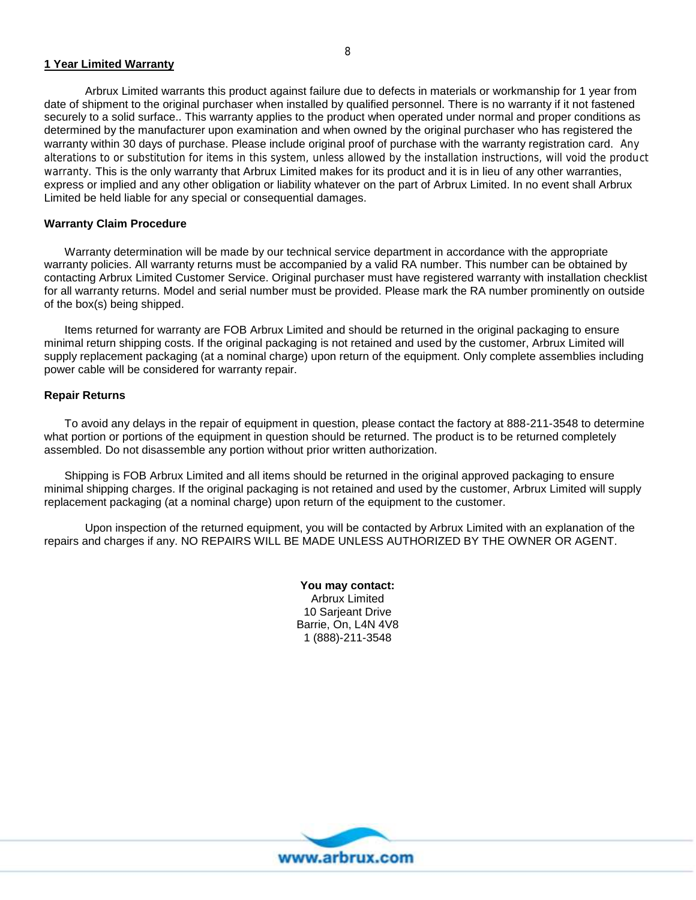## 1 Year Limited Warranty

Arbrux Limited warrants this product against failure due to defects in materials or workmanship for 1 year from date of shipment to the original purchaser when installed by qualified personnel. There is no warranty if it not fastened securely to a solid surface.. This warranty applies to the product when operated under normal and proper conditions as determined by the manufacturer upon examination and when owned by the original purchaser who has registered the warranty within 30 days of purchase. Please include original proof of purchase with the warranty registration card. Any alterations to or substitution for items in this system, unless allowed by the installation instructions, will void the product warranty. This is the only warranty that Arbrux Limited makes for its product and it is in lieu of any other warranties, express or implied and any other obligation or liability whatever on the part of Arbrux Limited. In no event shall Arbrux Limited be held liable for any special or consequential damages.

### Warranty Claim Procedure

Warranty determination will be made by our technical service department in accordance with the appropriate warranty policies. All warranty returns must be accompanied by a valid RA number. This number can be obtained by contacting Arbrux Limited Customer Service. Original purchaser must have registered warranty with installation checklist for all warranty returns. Model and serial number must be provided. Please mark the RA number prominently on outside of the box(s) being shipped.

Items returned for warranty are FOB Arbrux Limited and should be returned in the original packaging to ensure minimal return shipping costs. If the original packaging is not retained and used by the customer, Arbrux Limited will supply replacement packaging (at a nominal charge) upon return of the equipment. Only complete assemblies including power cable will be considered for warranty repair.

### Repair Returns

To avoid any delays in the repair of equipment in question, please contact the factory at 888-211-3548 to determine what portion or portions of the equipment in question should be returned. The product is to be returned completely assembled. Do not disassemble any portion without prior written authorization.

Shipping is FOB Arbrux Limited and all items should be returned in the original approved packaging to ensure minimal shipping charges. If the original packaging is not retained and used by the customer, Arbrux Limited will supply replacement packaging (at a nominal charge) upon return of the equipment to the customer.

Upon inspection of the returned equipment, you will be contacted by Arbrux Limited with an explanation of the repairs and charges if any. NO REPAIRS WILL BE MADE UNLESS AUTHORIZED BY THE OWNER OR AGENT.

**You may contact:**
Arbrux Limited
10 Sarjeant Drive
Barrie, On, L4N 4V8
1 (888)-211-3548

www.arbrux.com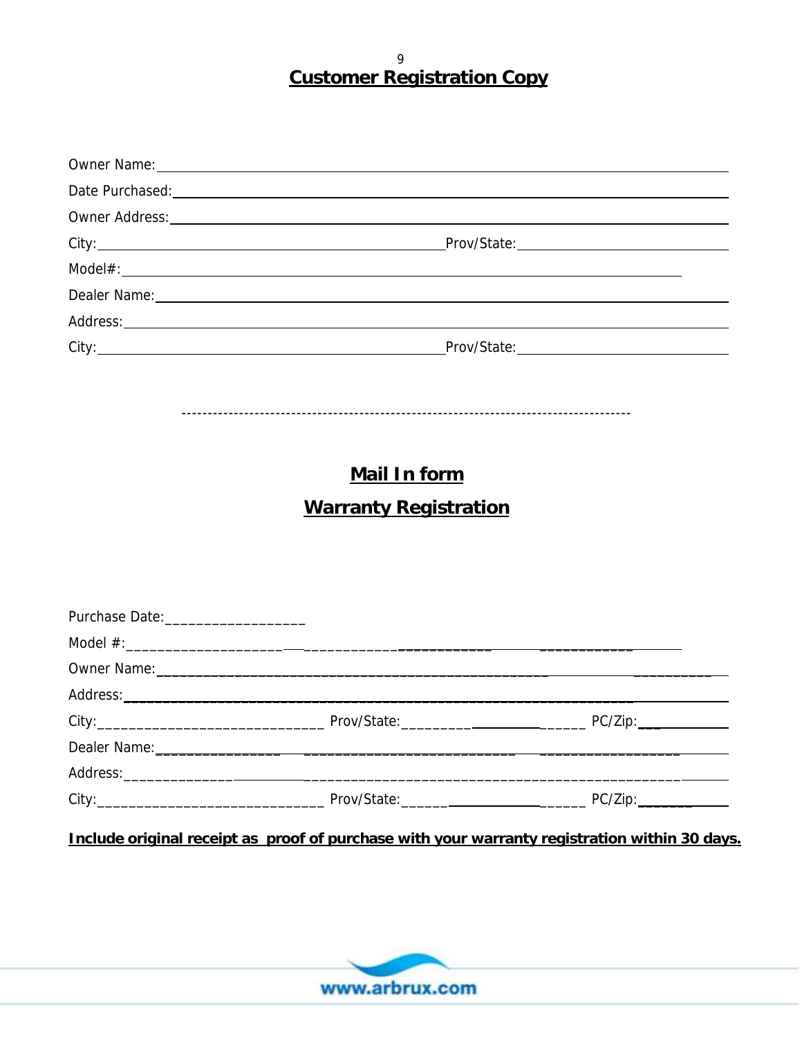## Customer Registration Copy

Owner Name: \_\_\_\_\_\_\_\_\_\_\_\_\_\_\_\_\_\_\_\_\_\_\_\_\_\_\_\_\_\_\_\_\_\_\_\_\_\_\_\_

Date Purchased: \_\_\_\_\_\_\_\_\_\_\_\_\_\_\_\_\_\_\_\_\_\_\_\_\_\_\_\_\_\_\_\_\_\_\_\_\_\_\_\_

Owner Address: \_\_\_\_\_\_\_\_\_\_\_\_\_\_\_\_\_\_\_\_\_\_\_\_\_\_\_\_\_\_\_\_\_\_\_\_\_\_\_\_

City: \_\_\_\_\_\_\_\_\_\_\_\_\_\_\_\_\_\_\_\_ Prov/State: \_\_\_\_\_\_\_\_\_\_\_\_\_\_\_\_\_\_\_\_

Model#: \_\_\_\_\_\_\_\_\_\_\_\_\_\_\_\_\_\_\_\_\_\_\_\_\_\_\_\_\_\_\_\_\_\_\_\_\_\_\_\_

Dealer Name: \_\_\_\_\_\_\_\_\_\_\_\_\_\_\_\_\_\_\_\_\_\_\_\_\_\_\_\_\_\_\_\_\_\_\_\_\_\_\_\_

Address: \_\_\_\_\_\_\_\_\_\_\_\_\_\_\_\_\_\_\_\_\_\_\_\_\_\_\_\_\_\_\_\_\_\_\_\_\_\_\_\_

City: \_\_\_\_\_\_\_\_\_\_\_\_\_\_\_\_\_\_\_\_ Prov/State: \_\_\_\_\_\_\_\_\_\_\_\_\_\_\_\_\_\_\_\_

---

## Mail In form

## Warranty Registration

Purchase Date: \_\_\_\_\_\_\_\_\_\_\_\_\_\_\_\_\_\_

Model #: \_\_\_\_\_\_\_\_\_\_\_\_\_\_\_\_\_\_\_\_\_\_\_\_\_\_\_\_\_\_\_\_\_\_\_\_\_\_\_\_

Owner Name: \_\_\_\_\_\_\_\_\_\_\_\_\_\_\_\_\_\_\_\_\_\_\_\_\_\_\_\_\_\_\_\_\_\_\_\_\_\_\_\_

Address: \_\_\_\_\_\_\_\_\_\_\_\_\_\_\_\_\_\_\_\_\_\_\_\_\_\_\_\_\_\_\_\_\_\_\_\_\_\_\_\_

City: \_\_\_\_\_\_\_\_\_\_\_\_\_\_\_\_\_\_\_\_ Prov/State: \_\_\_\_\_\_\_\_\_\_\_\_\_\_\_\_\_\_\_\_ PC/Zip: \_\_\_\_\_\_\_\_\_\_

Dealer Name: \_\_\_\_\_\_\_\_\_\_\_\_\_\_\_\_\_\_\_\_\_\_\_\_\_\_\_\_\_\_\_\_\_\_\_\_\_\_\_\_

Address: \_\_\_\_\_\_\_\_\_\_\_\_\_\_\_\_\_\_\_\_\_\_\_\_\_\_\_\_\_\_\_\_\_\_\_\_\_\_\_\_

City: \_\_\_\_\_\_\_\_\_\_\_\_\_\_\_\_\_\_\_\_ Prov/State: \_\_\_\_\_\_\_\_\_\_\_\_\_\_\_\_\_\_\_\_ PC/Zip: \_\_\_\_\_\_\_\_\_\_

**Include original receipt as proof of purchase with your warranty registration within 30 days.**

www.arbrux.com